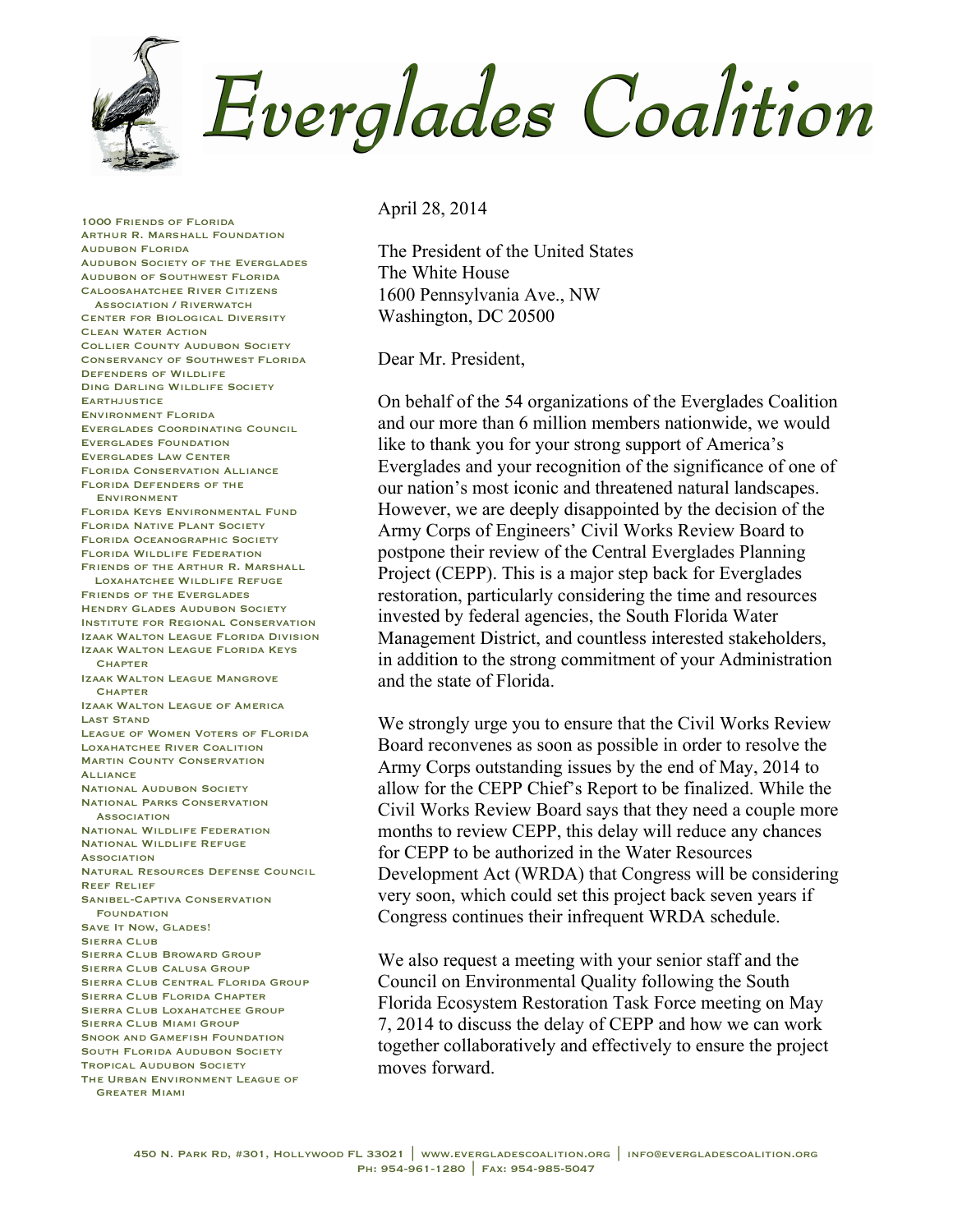# Everglades Coalition

1000 Friends of Florida
Arthur R. Marshall Foundation
Audubon Florida
Audubon Society of the Everglades
Audubon of Southwest Florida
Caloosahatchee River Citizens Association / Riverwatch
Center for Biological Diversity
Clean Water Action
Collier County Audubon Society
Conservancy of Southwest Florida
Defenders of Wildlife
Ding Darling Wildlife Society
Earthjustice
Environment Florida
Everglades Coordinating Council
Everglades Foundation
Everglades Law Center
Florida Conservation Alliance
Florida Defenders of the Environment
Florida Keys Environmental Fund
Florida Native Plant Society
Florida Oceanographic Society
Florida Wildlife Federation
Friends of the Arthur R. Marshall Loxahatchee Wildlife Refuge
Friends of the Everglades
Hendry Glades Audubon Society
Institute for Regional Conservation
Izaak Walton League Florida Division
Izaak Walton League Florida Keys Chapter
Izaak Walton League Mangrove Chapter
Izaak Walton League of America
Last Stand
League of Women Voters of Florida
Loxahatchee River Coalition
Martin County Conservation Alliance
National Audubon Society
National Parks Conservation Association
National Wildlife Federation
National Wildlife Refuge Association
Natural Resources Defense Council
Reef Relief
Sanibel-Captiva Conservation Foundation
Save It Now, Glades!
Sierra Club
Sierra Club Broward Group
Sierra Club Calusa Group
Sierra Club Central Florida Group
Sierra Club Florida Chapter
Sierra Club Loxahatchee Group
Sierra Club Miami Group
Snook and Gamefish Foundation
South Florida Audubon Society
Tropical Audubon Society
The Urban Environment League of Greater Miami

April 28, 2014

The President of the United States
The White House
1600 Pennsylvania Ave., NW
Washington, DC 20500

Dear Mr. President,

On behalf of the 54 organizations of the Everglades Coalition and our more than 6 million members nationwide, we would like to thank you for your strong support of America's Everglades and your recognition of the significance of one of our nation's most iconic and threatened natural landscapes. However, we are deeply disappointed by the decision of the Army Corps of Engineers' Civil Works Review Board to postpone their review of the Central Everglades Planning Project (CEPP). This is a major step back for Everglades restoration, particularly considering the time and resources invested by federal agencies, the South Florida Water Management District, and countless interested stakeholders, in addition to the strong commitment of your Administration and the state of Florida.

We strongly urge you to ensure that the Civil Works Review Board reconvenes as soon as possible in order to resolve the Army Corps outstanding issues by the end of May, 2014 to allow for the CEPP Chief's Report to be finalized. While the Civil Works Review Board says that they need a couple more months to review CEPP, this delay will reduce any chances for CEPP to be authorized in the Water Resources Development Act (WRDA) that Congress will be considering very soon, which could set this project back seven years if Congress continues their infrequent WRDA schedule.

We also request a meeting with your senior staff and the Council on Environmental Quality following the South Florida Ecosystem Restoration Task Force meeting on May 7, 2014 to discuss the delay of CEPP and how we can work together collaboratively and effectively to ensure the project moves forward.

450 N. Park Rd, #301, Hollywood FL 33021 | www.evergladescoalition.org | info@evergladescoalition.org
Ph: 954-961-1280 | Fax: 954-985-5047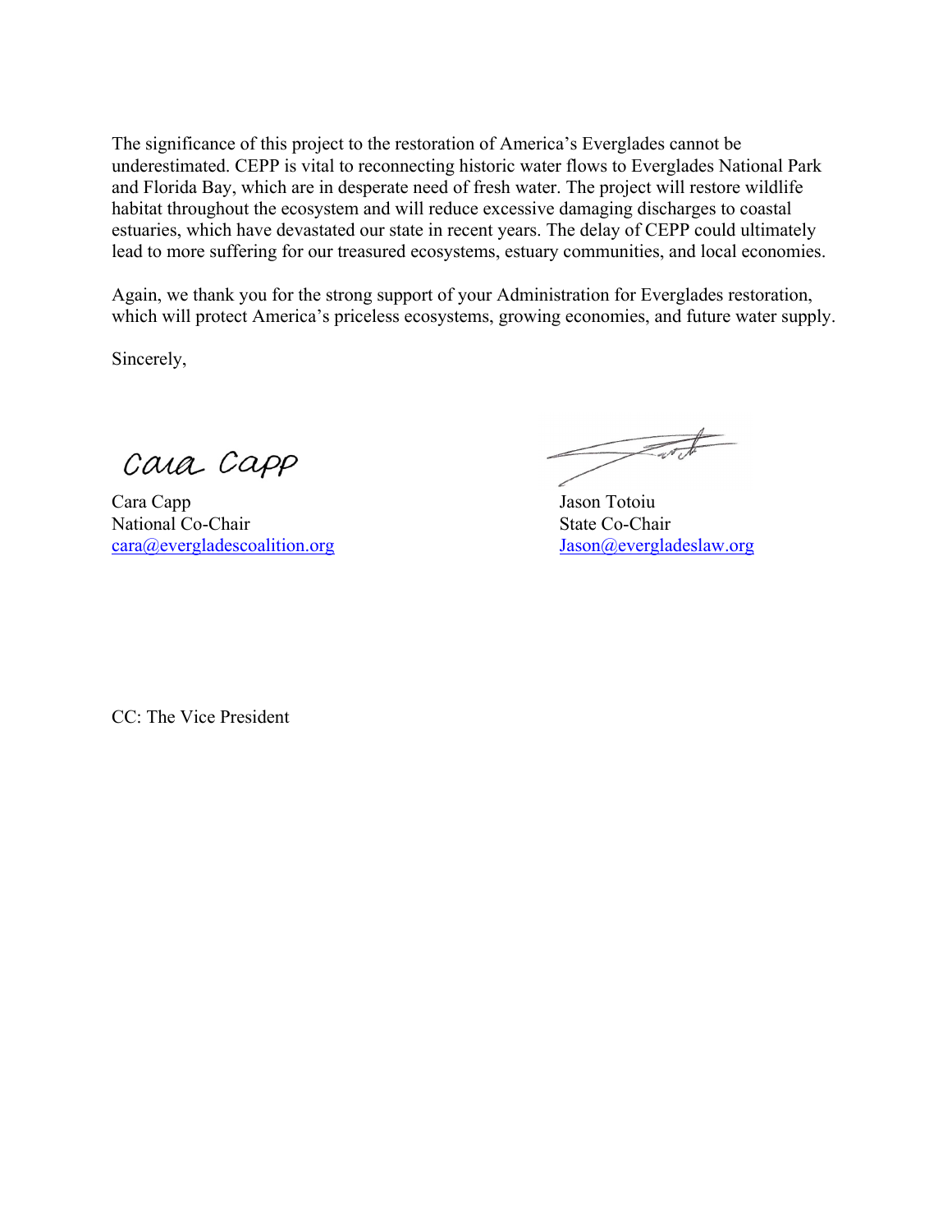The significance of this project to the restoration of America's Everglades cannot be underestimated. CEPP is vital to reconnecting historic water flows to Everglades National Park and Florida Bay, which are in desperate need of fresh water. The project will restore wildlife habitat throughout the ecosystem and will reduce excessive damaging discharges to coastal estuaries, which have devastated our state in recent years. The delay of CEPP could ultimately lead to more suffering for our treasured ecosystems, estuary communities, and local economies.

Again, we thank you for the strong support of your Administration for Everglades restoration, which will protect America's priceless ecosystems, growing economies, and future water supply.

Sincerely,

Cara Capp
National Co-Chair
cara@evergladescoalition.org

Jason Totoiu
State Co-Chair
Jason@evergladeslaw.org

CC: The Vice President